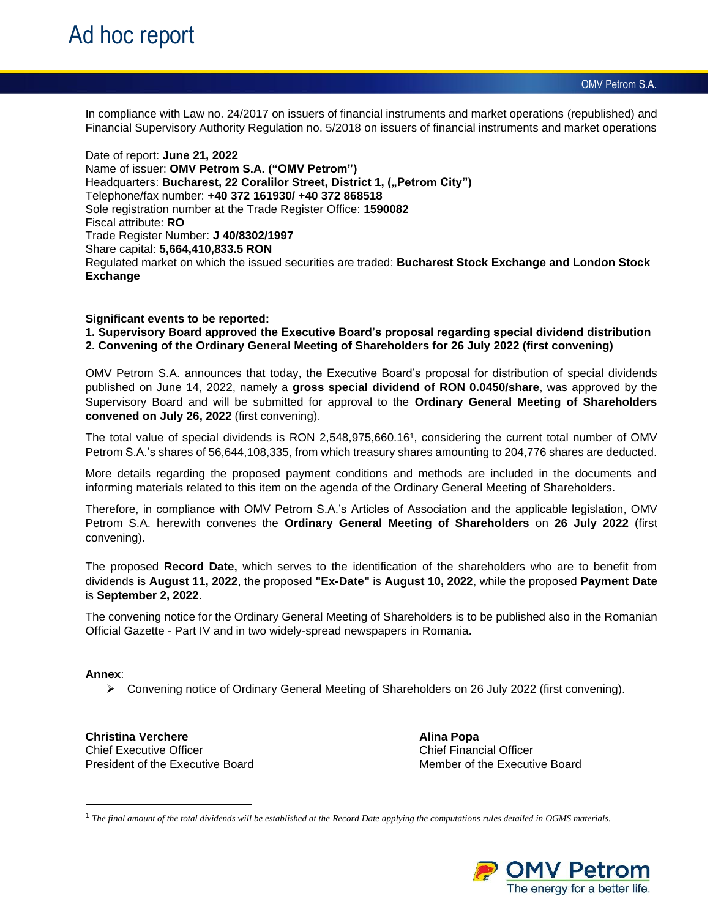# Ad hoc report

OMV Petrom S.A.

In compliance with Law no. 24/2017 on issuers of financial instruments and market operations (republished) and Financial Supervisory Authority Regulation no. 5/2018 on issuers of financial instruments and market operations

Date of report: **June 21, 2022**
Name of issuer: **OMV Petrom S.A. ("OMV Petrom")**
Headquarters: **Bucharest, 22 Coralilor Street, District 1, („Petrom City")**
Telephone/fax number: **+40 372 161930/ +40 372 868518**
Sole registration number at the Trade Register Office: **1590082**
Fiscal attribute: **RO**
Trade Register Number: **J 40/8302/1997**
Share capital: **5,664,410,833.5 RON**
Regulated market on which the issued securities are traded: **Bucharest Stock Exchange and London Stock Exchange**

**Significant events to be reported:**
**1. Supervisory Board approved the Executive Board's proposal regarding special dividend distribution**
**2. Convening of the Ordinary General Meeting of Shareholders for 26 July 2022 (first convening)**

OMV Petrom S.A. announces that today, the Executive Board's proposal for distribution of special dividends published on June 14, 2022, namely a **gross special dividend of RON 0.0450/share**, was approved by the Supervisory Board and will be submitted for approval to the **Ordinary General Meeting of Shareholders convened on July 26, 2022** (first convening).

The total value of special dividends is RON 2,548,975,660.16[1], considering the current total number of OMV Petrom S.A.'s shares of 56,644,108,335, from which treasury shares amounting to 204,776 shares are deducted.

More details regarding the proposed payment conditions and methods are included in the documents and informing materials related to this item on the agenda of the Ordinary General Meeting of Shareholders.

Therefore, in compliance with OMV Petrom S.A.'s Articles of Association and the applicable legislation, OMV Petrom S.A. herewith convenes the **Ordinary General Meeting of Shareholders** on **26 July 2022** (first convening).

The proposed **Record Date,** which serves to the identification of the shareholders who are to benefit from dividends is **August 11, 2022**, the proposed **"Ex-Date"** is **August 10, 2022**, while the proposed **Payment Date** is **September 2, 2022**.

The convening notice for the Ordinary General Meeting of Shareholders is to be published also in the Romanian Official Gazette - Part IV and in two widely-spread newspapers in Romania.

**Annex**:

- Convening notice of Ordinary General Meeting of Shareholders on 26 July 2022 (first convening).

**Christina Verchere**
Chief Executive Officer
President of the Executive Board

**Alina Popa**
Chief Financial Officer
Member of the Executive Board

[1] *The final amount of the total dividends will be established at the Record Date applying the computations rules detailed in OGMS materials.*

OMV Petrom
The energy for a better life.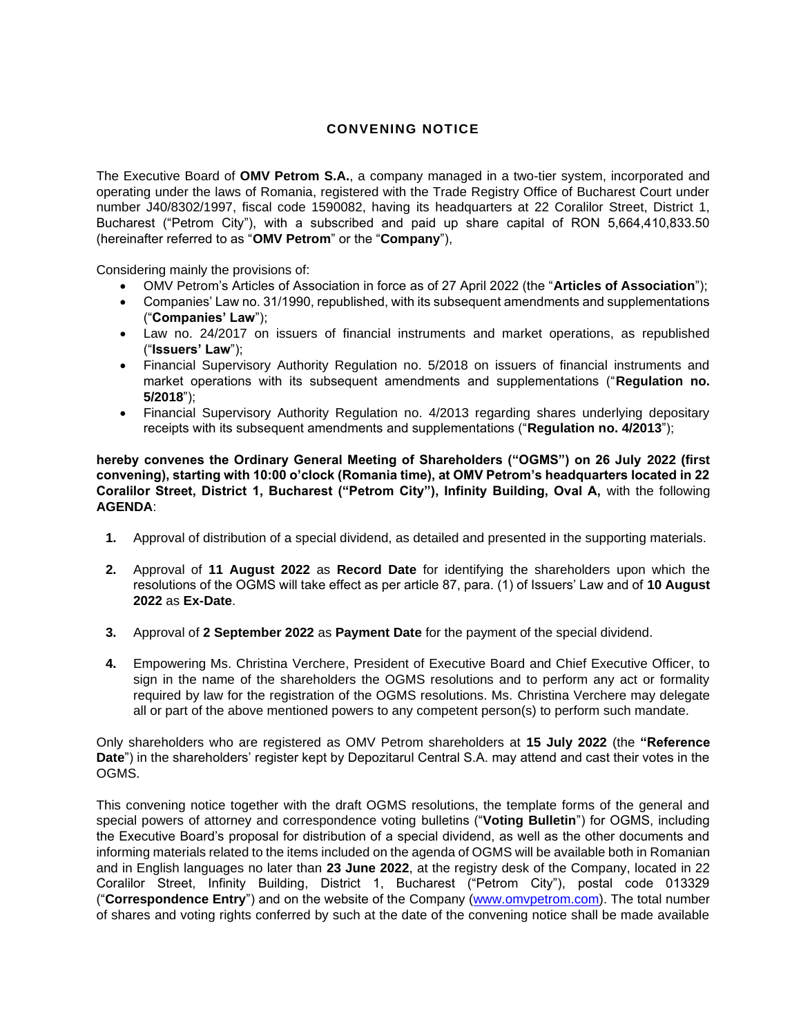**CONVENING NOTICE**

The Executive Board of **OMV Petrom S.A.**, a company managed in a two-tier system, incorporated and operating under the laws of Romania, registered with the Trade Registry Office of Bucharest Court under number J40/8302/1997, fiscal code 1590082, having its headquarters at 22 Coralilor Street, District 1, Bucharest ("Petrom City"), with a subscribed and paid up share capital of RON 5,664,410,833.50 (hereinafter referred to as "**OMV Petrom**" or the "**Company**"),

Considering mainly the provisions of:

- OMV Petrom's Articles of Association in force as of 27 April 2022 (the "**Articles of Association**");
- Companies' Law no. 31/1990, republished, with its subsequent amendments and supplementations ("**Companies' Law**");
- Law no. 24/2017 on issuers of financial instruments and market operations, as republished ("**Issuers' Law**");
- Financial Supervisory Authority Regulation no. 5/2018 on issuers of financial instruments and market operations with its subsequent amendments and supplementations ("**Regulation no. 5/2018**");
- Financial Supervisory Authority Regulation no. 4/2013 regarding shares underlying depositary receipts with its subsequent amendments and supplementations ("**Regulation no. 4/2013**");

**hereby convenes the Ordinary General Meeting of Shareholders ("OGMS") on 26 July 2022 (first convening), starting with 10:00 o'clock (Romania time), at OMV Petrom's headquarters located in 22 Coralilor Street, District 1, Bucharest ("Petrom City"), Infinity Building, Oval A,** with the following **AGENDA**:

1. Approval of distribution of a special dividend, as detailed and presented in the supporting materials.

2. Approval of **11 August 2022** as **Record Date** for identifying the shareholders upon which the resolutions of the OGMS will take effect as per article 87, para. (1) of Issuers' Law and of **10 August 2022** as **Ex-Date**.

3. Approval of **2 September 2022** as **Payment Date** for the payment of the special dividend.

4. Empowering Ms. Christina Verchere, President of Executive Board and Chief Executive Officer, to sign in the name of the shareholders the OGMS resolutions and to perform any act or formality required by law for the registration of the OGMS resolutions. Ms. Christina Verchere may delegate all or part of the above mentioned powers to any competent person(s) to perform such mandate.

Only shareholders who are registered as OMV Petrom shareholders at **15 July 2022** (the **"Reference Date**") in the shareholders' register kept by Depozitarul Central S.A. may attend and cast their votes in the OGMS.

This convening notice together with the draft OGMS resolutions, the template forms of the general and special powers of attorney and correspondence voting bulletins ("**Voting Bulletin**") for OGMS, including the Executive Board's proposal for distribution of a special dividend, as well as the other documents and informing materials related to the items included on the agenda of OGMS will be available both in Romanian and in English languages no later than **23 June 2022**, at the registry desk of the Company, located in 22 Coralilor Street, Infinity Building, District 1, Bucharest ("Petrom City"), postal code 013329 ("**Correspondence Entry**") and on the website of the Company (www.omvpetrom.com). The total number of shares and voting rights conferred by such at the date of the convening notice shall be made available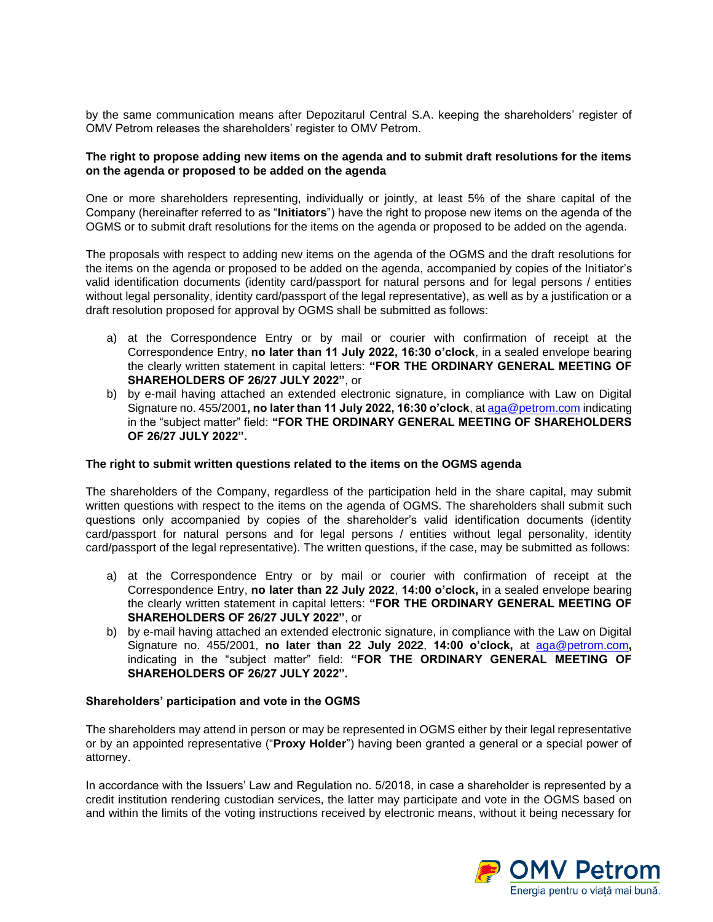by the same communication means after Depozitarul Central S.A. keeping the shareholders' register of OMV Petrom releases the shareholders' register to OMV Petrom.

**The right to propose adding new items on the agenda and to submit draft resolutions for the items on the agenda or proposed to be added on the agenda**

One or more shareholders representing, individually or jointly, at least 5% of the share capital of the Company (hereinafter referred to as "**Initiators**") have the right to propose new items on the agenda of the OGMS or to submit draft resolutions for the items on the agenda or proposed to be added on the agenda.

The proposals with respect to adding new items on the agenda of the OGMS and the draft resolutions for the items on the agenda or proposed to be added on the agenda, accompanied by copies of the Initiator's valid identification documents (identity card/passport for natural persons and for legal persons / entities without legal personality, identity card/passport of the legal representative), as well as by a justification or a draft resolution proposed for approval by OGMS shall be submitted as follows:

a) at the Correspondence Entry or by mail or courier with confirmation of receipt at the Correspondence Entry, **no later than 11 July 2022, 16:30 o'clock**, in a sealed envelope bearing the clearly written statement in capital letters: **"FOR THE ORDINARY GENERAL MEETING OF SHAREHOLDERS OF 26/27 JULY 2022"**, or
b) by e-mail having attached an extended electronic signature, in compliance with Law on Digital Signature no. 455/2001**, no later than 11 July 2022, 16:30 o'clock**, at aga@petrom.com indicating in the "subject matter" field: **"FOR THE ORDINARY GENERAL MEETING OF SHAREHOLDERS OF 26/27 JULY 2022".**

**The right to submit written questions related to the items on the OGMS agenda**

The shareholders of the Company, regardless of the participation held in the share capital, may submit written questions with respect to the items on the agenda of OGMS. The shareholders shall submit such questions only accompanied by copies of the shareholder's valid identification documents (identity card/passport for natural persons and for legal persons / entities without legal personality, identity card/passport of the legal representative). The written questions, if the case, may be submitted as follows:

a) at the Correspondence Entry or by mail or courier with confirmation of receipt at the Correspondence Entry, **no later than 22 July 2022**, **14:00 o'clock,** in a sealed envelope bearing the clearly written statement in capital letters: **"FOR THE ORDINARY GENERAL MEETING OF SHAREHOLDERS OF 26/27 JULY 2022"**, or
b) by e-mail having attached an extended electronic signature, in compliance with the Law on Digital Signature no. 455/2001, **no later than 22 July 2022**, **14:00 o'clock,** at aga@petrom.com**,** indicating in the "subject matter" field: **"FOR THE ORDINARY GENERAL MEETING OF SHAREHOLDERS OF 26/27 JULY 2022".**

**Shareholders' participation and vote in the OGMS**

The shareholders may attend in person or may be represented in OGMS either by their legal representative or by an appointed representative ("**Proxy Holder**") having been granted a general or a special power of attorney.

In accordance with the Issuers' Law and Regulation no. 5/2018, in case a shareholder is represented by a credit institution rendering custodian services, the latter may participate and vote in the OGMS based on and within the limits of the voting instructions received by electronic means, without it being necessary for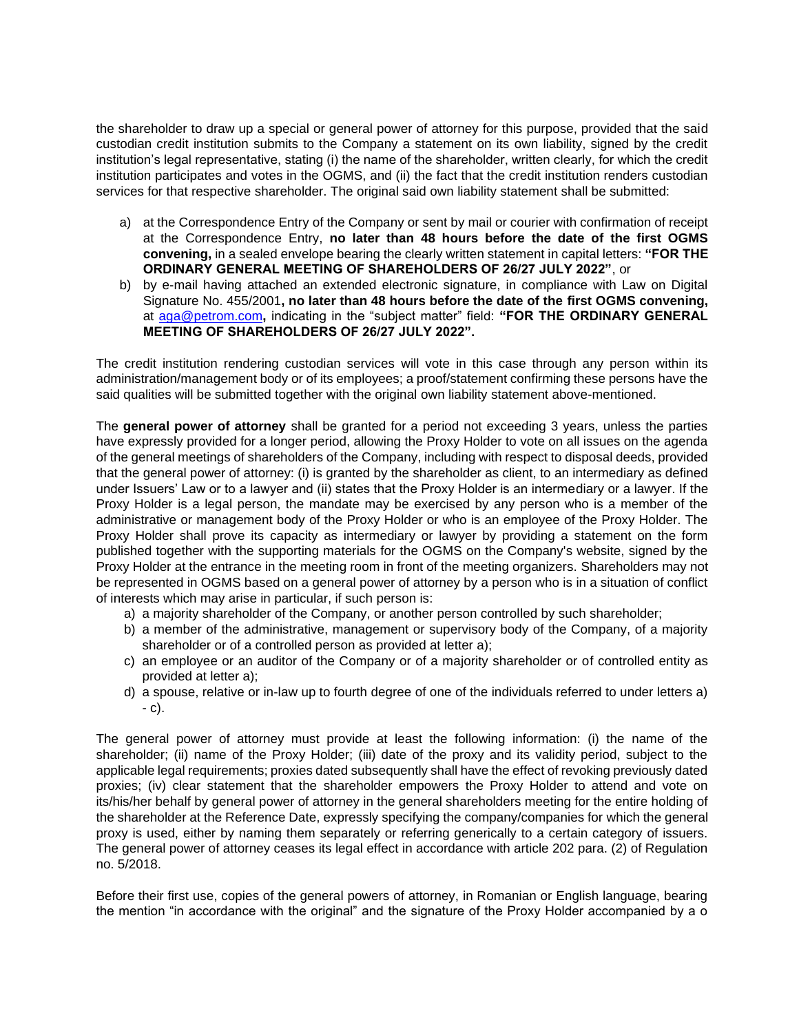the shareholder to draw up a special or general power of attorney for this purpose, provided that the said custodian credit institution submits to the Company a statement on its own liability, signed by the credit institution's legal representative, stating (i) the name of the shareholder, written clearly, for which the credit institution participates and votes in the OGMS, and (ii) the fact that the credit institution renders custodian services for that respective shareholder. The original said own liability statement shall be submitted:

a) at the Correspondence Entry of the Company or sent by mail or courier with confirmation of receipt at the Correspondence Entry, **no later than 48 hours before the date of the first OGMS convening,** in a sealed envelope bearing the clearly written statement in capital letters: **"FOR THE ORDINARY GENERAL MEETING OF SHAREHOLDERS OF 26/27 JULY 2022"**, or

b) by e-mail having attached an extended electronic signature, in compliance with Law on Digital Signature No. 455/2001**, no later than 48 hours before the date of the first OGMS convening,** at aga@petrom.com**,** indicating in the "subject matter" field: **"FOR THE ORDINARY GENERAL MEETING OF SHAREHOLDERS OF 26/27 JULY 2022".**

The credit institution rendering custodian services will vote in this case through any person within its administration/management body or of its employees; a proof/statement confirming these persons have the said qualities will be submitted together with the original own liability statement above-mentioned.

The **general power of attorney** shall be granted for a period not exceeding 3 years, unless the parties have expressly provided for a longer period, allowing the Proxy Holder to vote on all issues on the agenda of the general meetings of shareholders of the Company, including with respect to disposal deeds, provided that the general power of attorney: (i) is granted by the shareholder as client, to an intermediary as defined under Issuers' Law or to a lawyer and (ii) states that the Proxy Holder is an intermediary or a lawyer. If the Proxy Holder is a legal person, the mandate may be exercised by any person who is a member of the administrative or management body of the Proxy Holder or who is an employee of the Proxy Holder. The Proxy Holder shall prove its capacity as intermediary or lawyer by providing a statement on the form published together with the supporting materials for the OGMS on the Company's website, signed by the Proxy Holder at the entrance in the meeting room in front of the meeting organizers. Shareholders may not be represented in OGMS based on a general power of attorney by a person who is in a situation of conflict of interests which may arise in particular, if such person is:

a) a majority shareholder of the Company, or another person controlled by such shareholder;
b) a member of the administrative, management or supervisory body of the Company, of a majority shareholder or of a controlled person as provided at letter a);
c) an employee or an auditor of the Company or of a majority shareholder or of controlled entity as provided at letter a);
d) a spouse, relative or in-law up to fourth degree of one of the individuals referred to under letters a) - c).

The general power of attorney must provide at least the following information: (i) the name of the shareholder; (ii) name of the Proxy Holder; (iii) date of the proxy and its validity period, subject to the applicable legal requirements; proxies dated subsequently shall have the effect of revoking previously dated proxies; (iv) clear statement that the shareholder empowers the Proxy Holder to attend and vote on its/his/her behalf by general power of attorney in the general shareholders meeting for the entire holding of the shareholder at the Reference Date, expressly specifying the company/companies for which the general proxy is used, either by naming them separately or referring generically to a certain category of issuers. The general power of attorney ceases its legal effect in accordance with article 202 para. (2) of Regulation no. 5/2018.

Before their first use, copies of the general powers of attorney, in Romanian or English language, bearing the mention "in accordance with the original" and the signature of the Proxy Holder accompanied by a o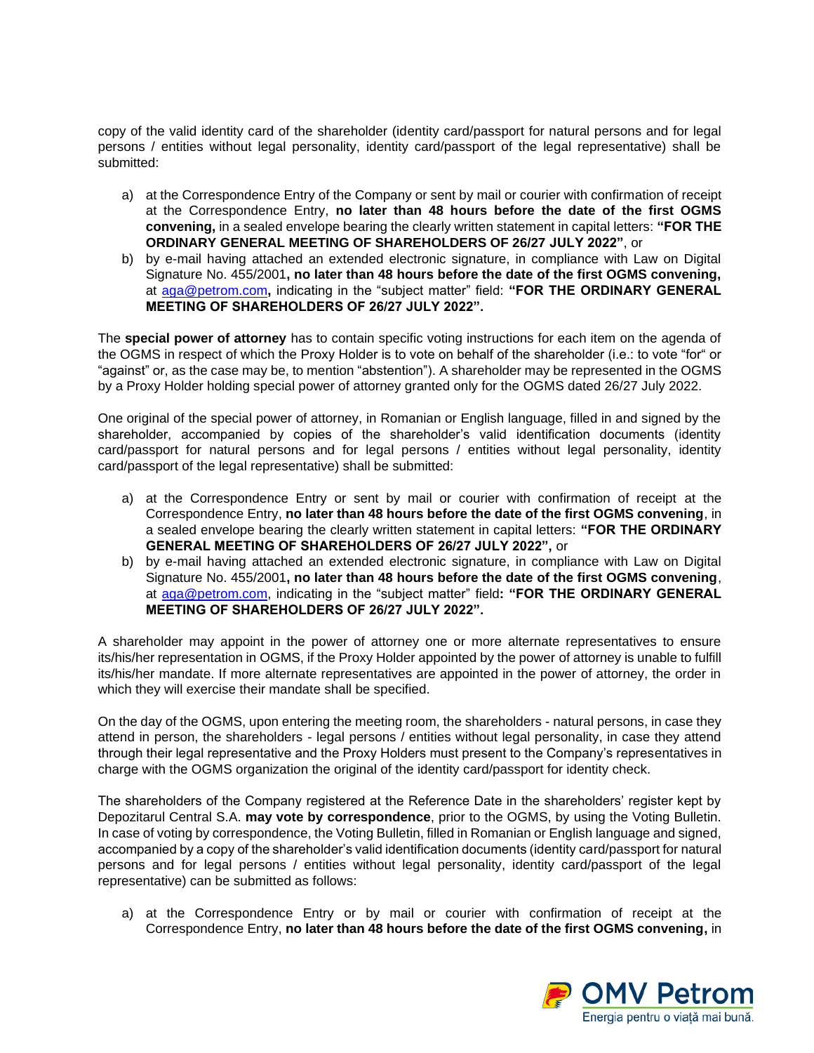copy of the valid identity card of the shareholder (identity card/passport for natural persons and for legal persons / entities without legal personality, identity card/passport of the legal representative) shall be submitted:

a) at the Correspondence Entry of the Company or sent by mail or courier with confirmation of receipt at the Correspondence Entry, **no later than 48 hours before the date of the first OGMS convening,** in a sealed envelope bearing the clearly written statement in capital letters: **"FOR THE ORDINARY GENERAL MEETING OF SHAREHOLDERS OF 26/27 JULY 2022"**, or
b) by e-mail having attached an extended electronic signature, in compliance with Law on Digital Signature No. 455/2001**, no later than 48 hours before the date of the first OGMS convening,** at aga@petrom.com**,** indicating in the "subject matter" field: **"FOR THE ORDINARY GENERAL MEETING OF SHAREHOLDERS OF 26/27 JULY 2022".**

The **special power of attorney** has to contain specific voting instructions for each item on the agenda of the OGMS in respect of which the Proxy Holder is to vote on behalf of the shareholder (i.e.: to vote "for" or "against" or, as the case may be, to mention "abstention"). A shareholder may be represented in the OGMS by a Proxy Holder holding special power of attorney granted only for the OGMS dated 26/27 July 2022.

One original of the special power of attorney, in Romanian or English language, filled in and signed by the shareholder, accompanied by copies of the shareholder's valid identification documents (identity card/passport for natural persons and for legal persons / entities without legal personality, identity card/passport of the legal representative) shall be submitted:

a) at the Correspondence Entry or sent by mail or courier with confirmation of receipt at the Correspondence Entry, **no later than 48 hours before the date of the first OGMS convening**, in a sealed envelope bearing the clearly written statement in capital letters: **"FOR THE ORDINARY GENERAL MEETING OF SHAREHOLDERS OF 26/27 JULY 2022",** or
b) by e-mail having attached an extended electronic signature, in compliance with Law on Digital Signature No. 455/2001**, no later than 48 hours before the date of the first OGMS convening**, at aga@petrom.com, indicating in the "subject matter" field**: "FOR THE ORDINARY GENERAL MEETING OF SHAREHOLDERS OF 26/27 JULY 2022".**

A shareholder may appoint in the power of attorney one or more alternate representatives to ensure its/his/her representation in OGMS, if the Proxy Holder appointed by the power of attorney is unable to fulfill its/his/her mandate. If more alternate representatives are appointed in the power of attorney, the order in which they will exercise their mandate shall be specified.

On the day of the OGMS, upon entering the meeting room, the shareholders - natural persons, in case they attend in person, the shareholders - legal persons / entities without legal personality, in case they attend through their legal representative and the Proxy Holders must present to the Company's representatives in charge with the OGMS organization the original of the identity card/passport for identity check.

The shareholders of the Company registered at the Reference Date in the shareholders' register kept by Depozitarul Central S.A. **may vote by correspondence**, prior to the OGMS, by using the Voting Bulletin. In case of voting by correspondence, the Voting Bulletin, filled in Romanian or English language and signed, accompanied by a copy of the shareholder's valid identification documents (identity card/passport for natural persons and for legal persons / entities without legal personality, identity card/passport of the legal representative) can be submitted as follows:

a) at the Correspondence Entry or by mail or courier with confirmation of receipt at the Correspondence Entry, **no later than 48 hours before the date of the first OGMS convening,** in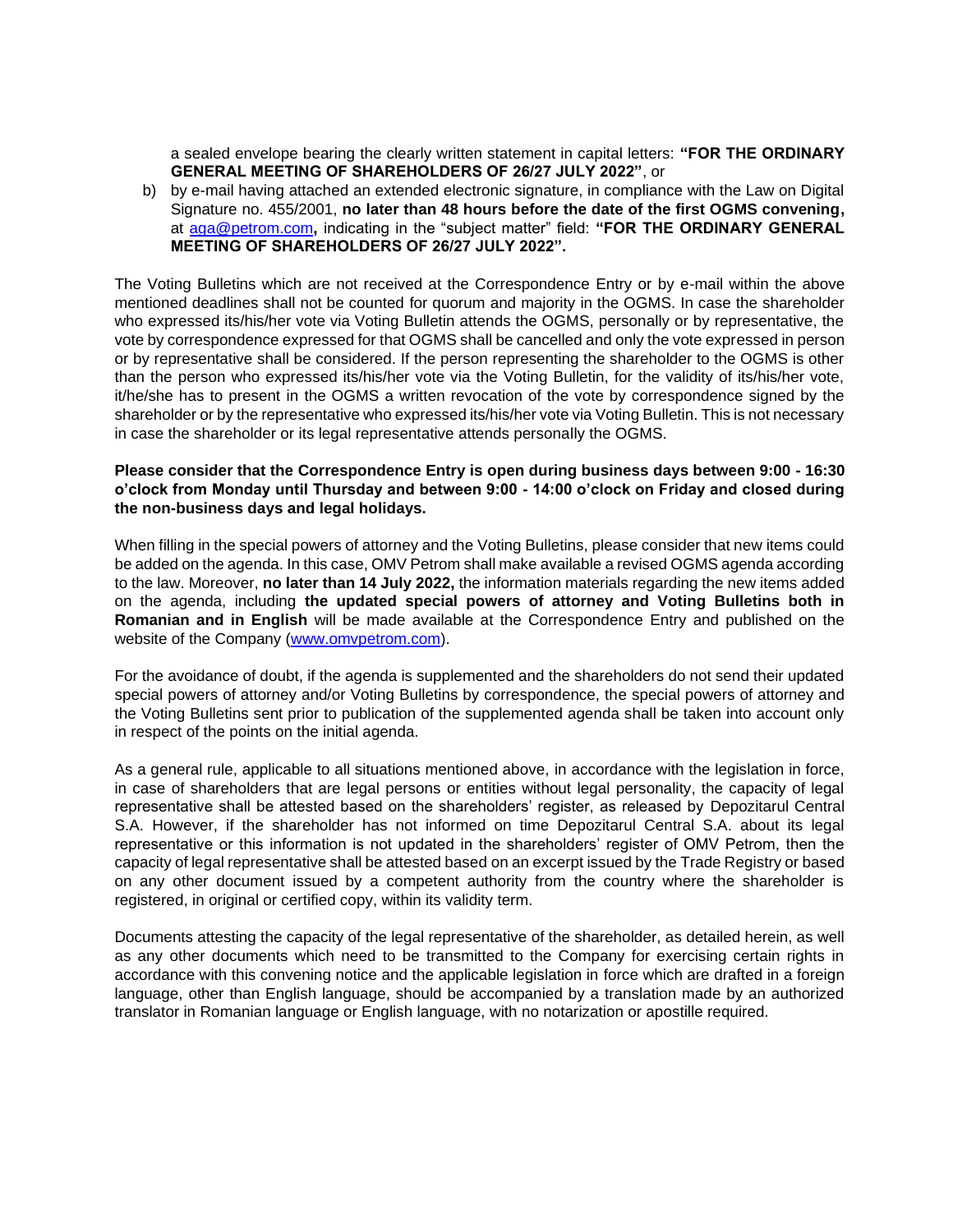a sealed envelope bearing the clearly written statement in capital letters: **"FOR THE ORDINARY GENERAL MEETING OF SHAREHOLDERS OF 26/27 JULY 2022"**, or

b) by e-mail having attached an extended electronic signature, in compliance with the Law on Digital Signature no. 455/2001, **no later than 48 hours before the date of the first OGMS convening,** at aga@petrom.com**,** indicating in the "subject matter" field: **"FOR THE ORDINARY GENERAL MEETING OF SHAREHOLDERS OF 26/27 JULY 2022".**

The Voting Bulletins which are not received at the Correspondence Entry or by e-mail within the above mentioned deadlines shall not be counted for quorum and majority in the OGMS. In case the shareholder who expressed its/his/her vote via Voting Bulletin attends the OGMS, personally or by representative, the vote by correspondence expressed for that OGMS shall be cancelled and only the vote expressed in person or by representative shall be considered. If the person representing the shareholder to the OGMS is other than the person who expressed its/his/her vote via the Voting Bulletin, for the validity of its/his/her vote, it/he/she has to present in the OGMS a written revocation of the vote by correspondence signed by the shareholder or by the representative who expressed its/his/her vote via Voting Bulletin. This is not necessary in case the shareholder or its legal representative attends personally the OGMS.

**Please consider that the Correspondence Entry is open during business days between 9:00 - 16:30 o'clock from Monday until Thursday and between 9:00 - 14:00 o'clock on Friday and closed during the non-business days and legal holidays.**

When filling in the special powers of attorney and the Voting Bulletins, please consider that new items could be added on the agenda. In this case, OMV Petrom shall make available a revised OGMS agenda according to the law. Moreover, **no later than 14 July 2022,** the information materials regarding the new items added on the agenda, including **the updated special powers of attorney and Voting Bulletins both in Romanian and in English** will be made available at the Correspondence Entry and published on the website of the Company (www.omvpetrom.com).

For the avoidance of doubt, if the agenda is supplemented and the shareholders do not send their updated special powers of attorney and/or Voting Bulletins by correspondence, the special powers of attorney and the Voting Bulletins sent prior to publication of the supplemented agenda shall be taken into account only in respect of the points on the initial agenda.

As a general rule, applicable to all situations mentioned above, in accordance with the legislation in force, in case of shareholders that are legal persons or entities without legal personality, the capacity of legal representative shall be attested based on the shareholders' register, as released by Depozitarul Central S.A. However, if the shareholder has not informed on time Depozitarul Central S.A. about its legal representative or this information is not updated in the shareholders' register of OMV Petrom, then the capacity of legal representative shall be attested based on an excerpt issued by the Trade Registry or based on any other document issued by a competent authority from the country where the shareholder is registered, in original or certified copy, within its validity term.

Documents attesting the capacity of the legal representative of the shareholder, as detailed herein, as well as any other documents which need to be transmitted to the Company for exercising certain rights in accordance with this convening notice and the applicable legislation in force which are drafted in a foreign language, other than English language, should be accompanied by a translation made by an authorized translator in Romanian language or English language, with no notarization or apostille required.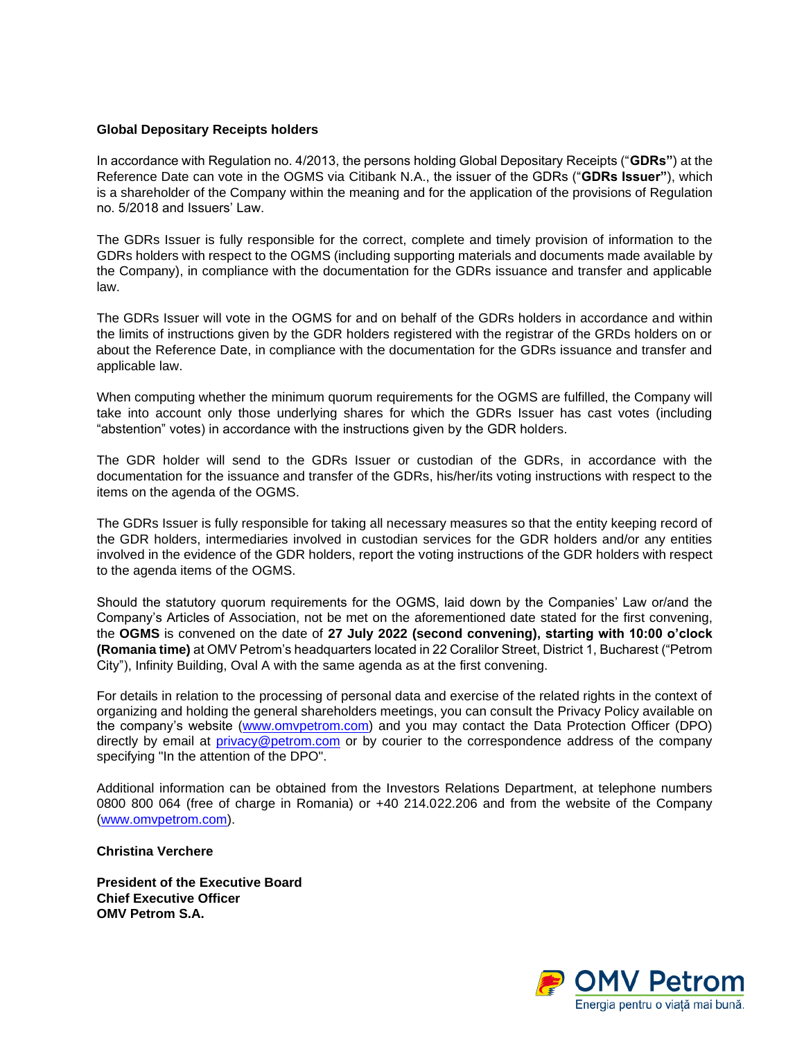**Global Depositary Receipts holders**

In accordance with Regulation no. 4/2013, the persons holding Global Depositary Receipts ("**GDRs"**) at the Reference Date can vote in the OGMS via Citibank N.A., the issuer of the GDRs ("**GDRs Issuer"**), which is a shareholder of the Company within the meaning and for the application of the provisions of Regulation no. 5/2018 and Issuers' Law.

The GDRs Issuer is fully responsible for the correct, complete and timely provision of information to the GDRs holders with respect to the OGMS (including supporting materials and documents made available by the Company), in compliance with the documentation for the GDRs issuance and transfer and applicable law.

The GDRs Issuer will vote in the OGMS for and on behalf of the GDRs holders in accordance and within the limits of instructions given by the GDR holders registered with the registrar of the GRDs holders on or about the Reference Date, in compliance with the documentation for the GDRs issuance and transfer and applicable law.

When computing whether the minimum quorum requirements for the OGMS are fulfilled, the Company will take into account only those underlying shares for which the GDRs Issuer has cast votes (including "abstention" votes) in accordance with the instructions given by the GDR holders.

The GDR holder will send to the GDRs Issuer or custodian of the GDRs, in accordance with the documentation for the issuance and transfer of the GDRs, his/her/its voting instructions with respect to the items on the agenda of the OGMS.

The GDRs Issuer is fully responsible for taking all necessary measures so that the entity keeping record of the GDR holders, intermediaries involved in custodian services for the GDR holders and/or any entities involved in the evidence of the GDR holders, report the voting instructions of the GDR holders with respect to the agenda items of the OGMS.

Should the statutory quorum requirements for the OGMS, laid down by the Companies' Law or/and the Company's Articles of Association, not be met on the aforementioned date stated for the first convening, the **OGMS** is convened on the date of **27 July 2022 (second convening), starting with 10:00 o'clock (Romania time)** at OMV Petrom's headquarters located in 22 Coralilor Street, District 1, Bucharest ("Petrom City"), Infinity Building, Oval A with the same agenda as at the first convening.

For details in relation to the processing of personal data and exercise of the related rights in the context of organizing and holding the general shareholders meetings, you can consult the Privacy Policy available on the company's website (www.omvpetrom.com) and you may contact the Data Protection Officer (DPO) directly by email at privacy@petrom.com or by courier to the correspondence address of the company specifying "In the attention of the DPO".

Additional information can be obtained from the Investors Relations Department, at telephone numbers 0800 800 064 (free of charge in Romania) or +40 214.022.206 and from the website of the Company (www.omvpetrom.com).

**Christina Verchere**

**President of the Executive Board**
**Chief Executive Officer**
**OMV Petrom S.A.**

OMV Petrom
Energia pentru o viață mai bună.